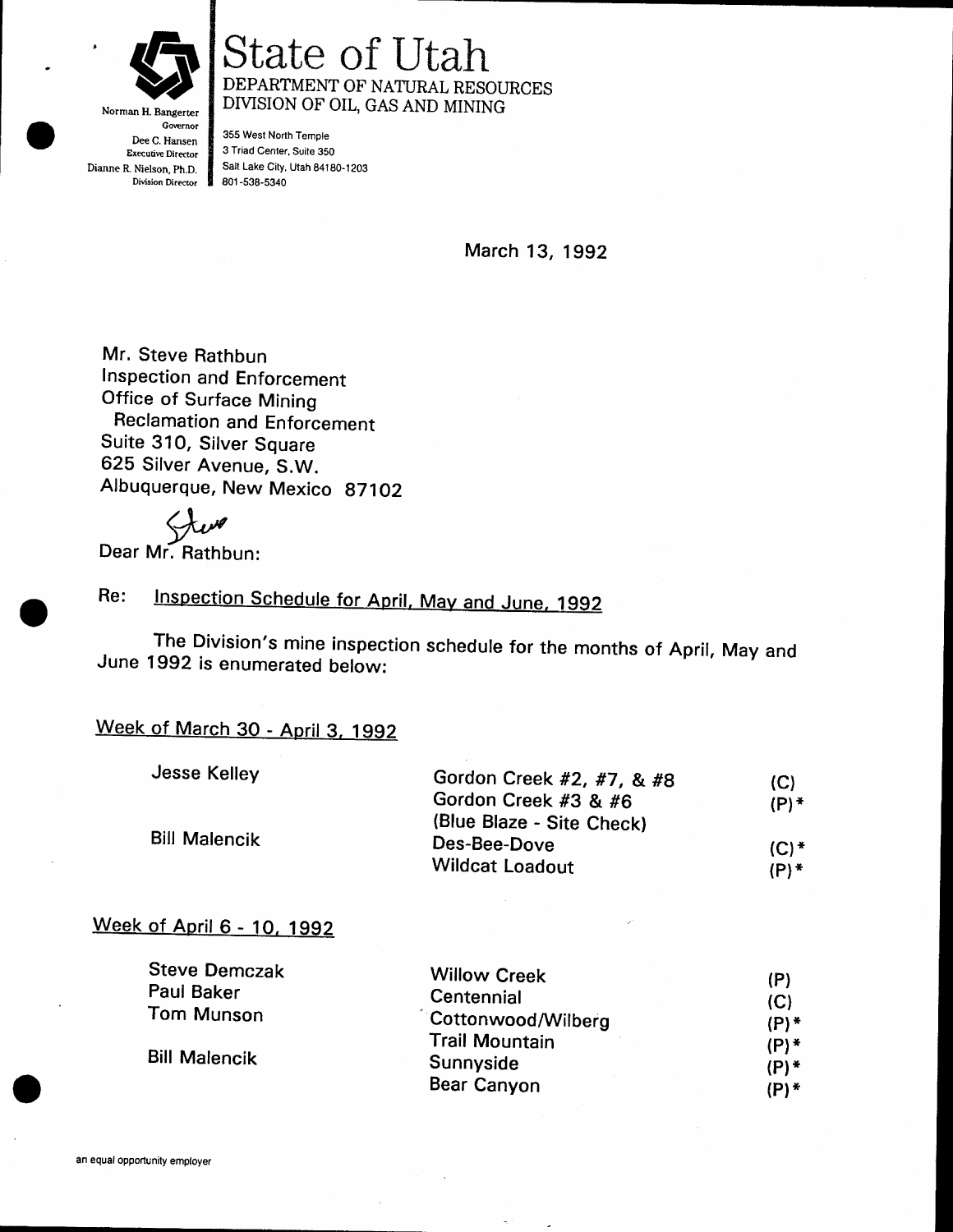# State of Utah

DEPARTMENT OF NATURAL RESOURCES
DIVISION OF OIL, GAS AND MINING

Norman H. Bangerter
Governor
Dee C. Hansen
Executive Director
Dianne R. Nielson, Ph.D.
Division Director

355 West North Temple
3 Triad Center, Suite 350
Salt Lake City, Utah 84180-1203
801-538-5340

March 13, 1992

Mr. Steve Rathbun
Inspection and Enforcement
Office of Surface Mining
Reclamation and Enforcement
Suite 310, Silver Square
625 Silver Avenue, S.W.
Albuquerque, New Mexico 87102

Dear Mr. Rathbun: Steve

Re: Inspection Schedule for April, May and June, 1992

The Division's mine inspection schedule for the months of April, May and June 1992 is enumerated below:

Week of March 30 - April 3, 1992

| | | |
|---|---|---|
| Jesse Kelley | Gordon Creek #2, #7, & #8 | (C) |
| | Gordon Creek #3 & #6 (Blue Blaze - Site Check) | (P)* |
| Bill Malencik | Des-Bee-Dove | (C)* |
| | Wildcat Loadout | (P)* |

Week of April 6 - 10, 1992

| | | |
|---|---|---|
| Steve Demczak | Willow Creek | (P) |
| Paul Baker | Centennial | (C) |
| Tom Munson | Cottonwood/Wilberg | (P)* |
| | Trail Mountain | (P)* |
| Bill Malencik | Sunnyside | (P)* |
| | Bear Canyon | (P)* |

an equal opportunity employer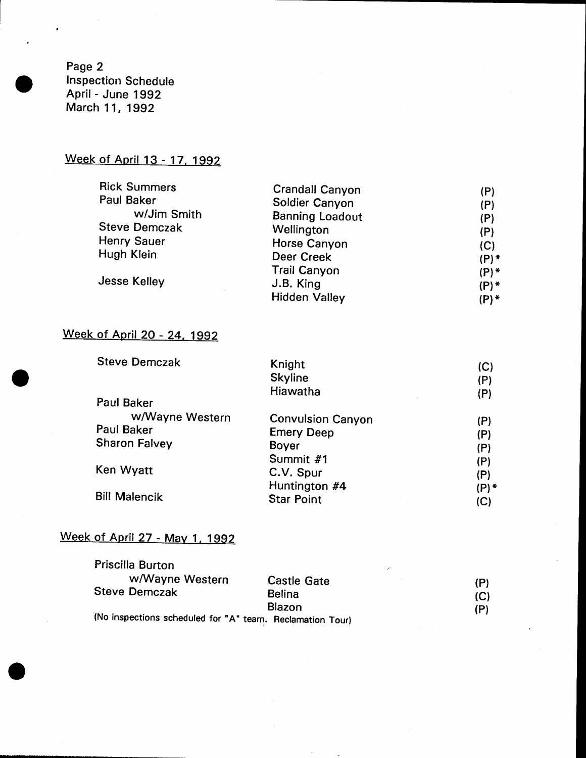Page 2
Inspection Schedule
April - June 1992
March 11, 1992

## Week of April 13 - 17, 1992

| Inspector | Mine | Type |
|---|---|---|
| Rick Summers | Crandall Canyon | (P) |
| Paul Baker | Soldier Canyon | (P) |
| w/Jim Smith | Banning Loadout | (P) |
| Steve Demczak | Wellington | (P) |
| Henry Sauer | Horse Canyon | (C) |
| Hugh Klein | Deer Creek | (P)* |
| | Trail Canyon | (P)* |
| Jesse Kelley | J.B. King | (P)* |
| | Hidden Valley | (P)* |

## Week of April 20 - 24, 1992

| Inspector | Mine | Type |
|---|---|---|
| Steve Demczak | Knight | (C) |
| | Skyline | (P) |
| | Hiawatha | (P) |
| Paul Baker w/Wayne Western | Convulsion Canyon | (P) |
| Paul Baker | Emery Deep | (P) |
| Sharon Falvey | Boyer | (P) |
| | Summit #1 | (P) |
| Ken Wyatt | C.V. Spur | (P) |
| | Huntington #4 | (P)* |
| Bill Malencik | Star Point | (C) |

## Week of April 27 - May 1, 1992

| Inspector | Mine | Type |
|---|---|---|
| Priscilla Burton w/Wayne Western | Castle Gate | (P) |
| Steve Demczak | Belina | (C) |
| | Blazon | (P) |

(No inspections scheduled for "A" team. Reclamation Tour)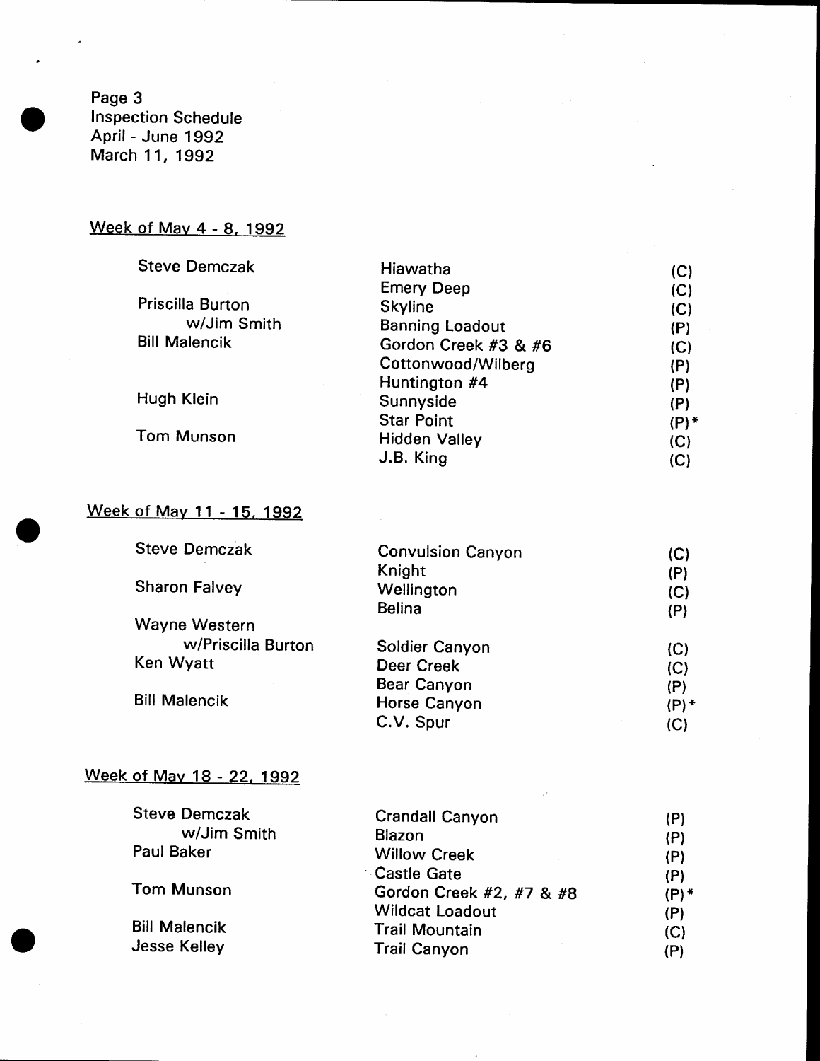Page 3
Inspection Schedule
April - June 1992
March 11, 1992

## Week of May 4 - 8, 1992

| Inspector | Site | |
|---|---|---|
| Steve Demczak | Hiawatha | (C) |
| | Emery Deep | (C) |
| Priscilla Burton | Skyline | (C) |
| w/Jim Smith | Banning Loadout | (P) |
| Bill Malencik | Gordon Creek #3 & #6 | (C) |
| | Cottonwood/Wilberg | (P) |
| | Huntington #4 | (P) |
| Hugh Klein | Sunnyside | (P) |
| | Star Point | (P)* |
| Tom Munson | Hidden Valley | (C) |
| | J.B. King | (C) |

## Week of May 11 - 15, 1992

| Inspector | Site | |
|---|---|---|
| Steve Demczak | Convulsion Canyon | (C) |
| | Knight | (P) |
| Sharon Falvey | Wellington | (C) |
| | Belina | (P) |
| Wayne Western w/Priscilla Burton | Soldier Canyon | (C) |
| Ken Wyatt | Deer Creek | (C) |
| | Bear Canyon | (P) |
| Bill Malencik | Horse Canyon | (P)* |
| | C.V. Spur | (C) |

## Week of May 18 - 22, 1992

| Inspector | Site | |
|---|---|---|
| Steve Demczak | Crandall Canyon | (P) |
| w/Jim Smith | Blazon | (P) |
| Paul Baker | Willow Creek | (P) |
| | Castle Gate | (P) |
| Tom Munson | Gordon Creek #2, #7 & #8 | (P)* |
| | Wildcat Loadout | (P) |
| Bill Malencik | Trail Mountain | (C) |
| Jesse Kelley | Trail Canyon | (P) |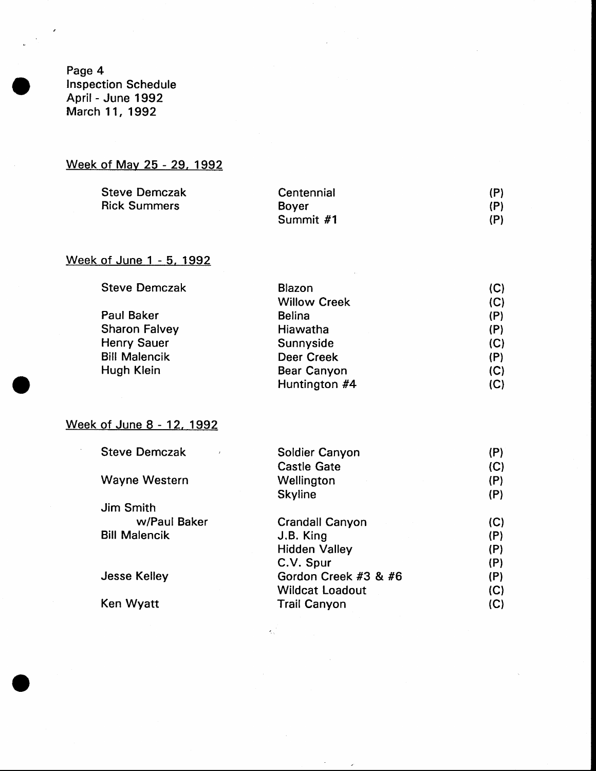Page 4
Inspection Schedule
April - June 1992
March 11, 1992

## Week of May 25 - 29, 1992

| | | |
|---|---|---|
| Steve Demczak | Centennial | (P) |
| Rick Summers | Boyer | (P) |
| | Summit #1 | (P) |

## Week of June 1 - 5, 1992

| | | |
|---|---|---|
| Steve Demczak | Blazon | (C) |
| | Willow Creek | (C) |
| Paul Baker | Belina | (P) |
| Sharon Falvey | Hiawatha | (P) |
| Henry Sauer | Sunnyside | (C) |
| Bill Malencik | Deer Creek | (P) |
| Hugh Klein | Bear Canyon | (C) |
| | Huntington #4 | (C) |

## Week of June 8 - 12, 1992

| | | |
|---|---|---|
| Steve Demczak | Soldier Canyon | (P) |
| | Castle Gate | (C) |
| Wayne Western | Wellington | (P) |
| | Skyline | (P) |
| Jim Smith w/Paul Baker | Crandall Canyon | (C) |
| Bill Malencik | J.B. King | (P) |
| | Hidden Valley | (P) |
| | C.V. Spur | (P) |
| Jesse Kelley | Gordon Creek #3 & #6 | (P) |
| | Wildcat Loadout | (C) |
| Ken Wyatt | Trail Canyon | (C) |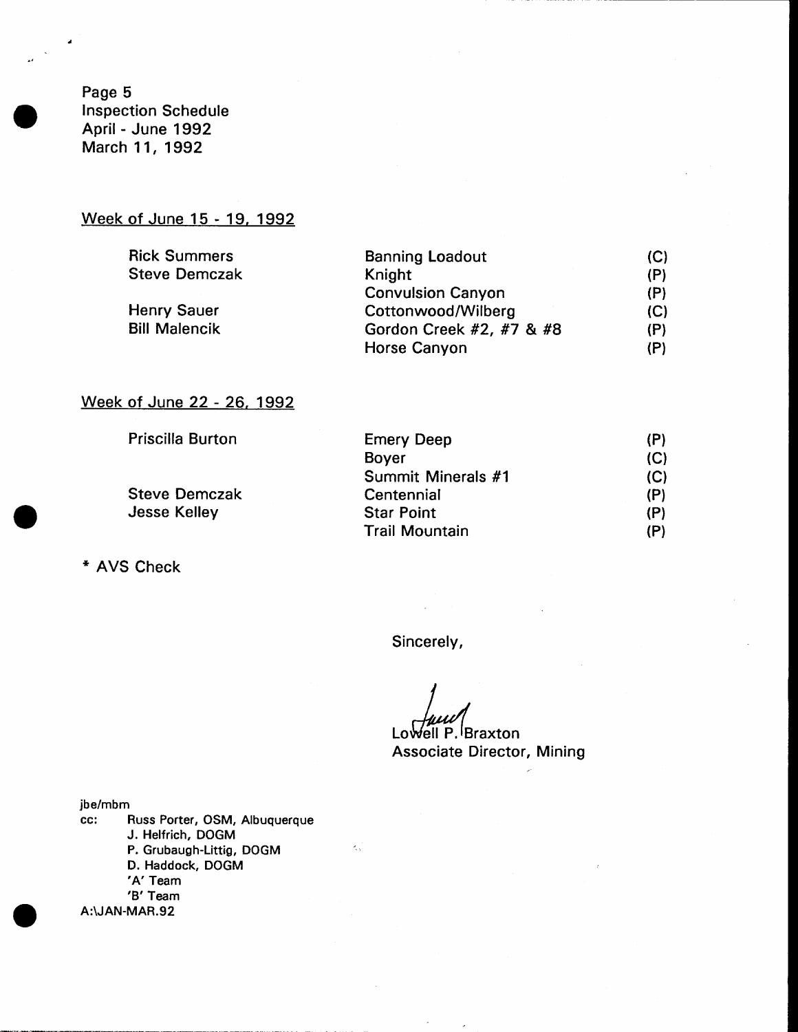Page 5
Inspection Schedule
April - June 1992
March 11, 1992

Week of June 15 - 19, 1992

| | | |
|---|---|---|
| Rick Summers | Banning Loadout | (C) |
| Steve Demczak | Knight | (P) |
| | Convulsion Canyon | (P) |
| Henry Sauer | Cottonwood/Wilberg | (C) |
| Bill Malencik | Gordon Creek #2, #7 & #8 | (P) |
| | Horse Canyon | (P) |

Week of June 22 - 26, 1992

| | | |
|---|---|---|
| Priscilla Burton | Emery Deep | (P) |
| | Boyer | (C) |
| | Summit Minerals #1 | (C) |
| Steve Demczak | Centennial | (P) |
| Jesse Kelley | Star Point | (P) |
| | Trail Mountain | (P) |

* AVS Check

Sincerely,

Lowell P. Braxton
Associate Director, Mining

jbe/mbm
cc: Russ Porter, OSM, Albuquerque
J. Helfrich, DOGM
P. Grubaugh-Littig, DOGM
D. Haddock, DOGM
'A' Team
'B' Team
A:\JAN-MAR.92